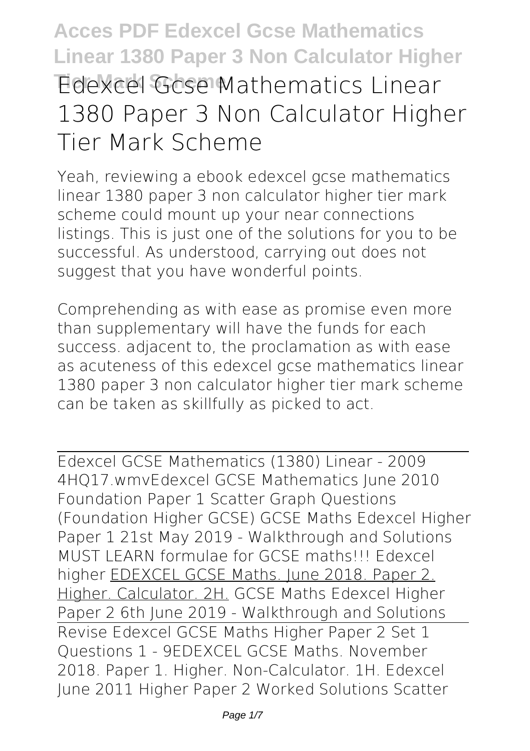# Edexcel Gcse Mathematics Linear 1380 Paper 3 Non Calculator Higher Tier Mark Scheme

Yeah, reviewing a ebook **edexcel gcse mathematics linear 1380 paper 3 non calculator higher tier mark scheme** could mount up your near connections listings. This is just one of the solutions for you to be successful. As understood, carrying out does not suggest that you have wonderful points.

Comprehending as with ease as promise even more than supplementary will have the funds for each success. adjacent to, the proclamation as with ease as acuteness of this edexcel gcse mathematics linear 1380 paper 3 non calculator higher tier mark scheme can be taken as skillfully as picked to act.

Edexcel GCSE Mathematics (1380) Linear - 2009 4HQ17.wmv*Edexcel GCSE Mathematics June 2010 Foundation Paper 1 Scatter Graph Questions (Foundation Higher GCSE)* *GCSE Maths Edexcel Higher Paper 1 21st May 2019 - Walkthrough and Solutions* *MUST LEARN formulae for GCSE maths!!! Edexcel higher* EDEXCEL GCSE Maths. June 2018. Paper 2. Higher. Calculator. 2H. *GCSE Maths Edexcel Higher Paper 2 6th June 2019 - Walkthrough and Solutions* Revise Edexcel GCSE Maths Higher Paper 2 Set 1 Questions 1 - 9*EDEXCEL GCSE Maths. November 2018. Paper 1. Higher. Non-Calculator. 1H.* *Edexcel June 2011 Higher Paper 2 Worked Solutions* Scatter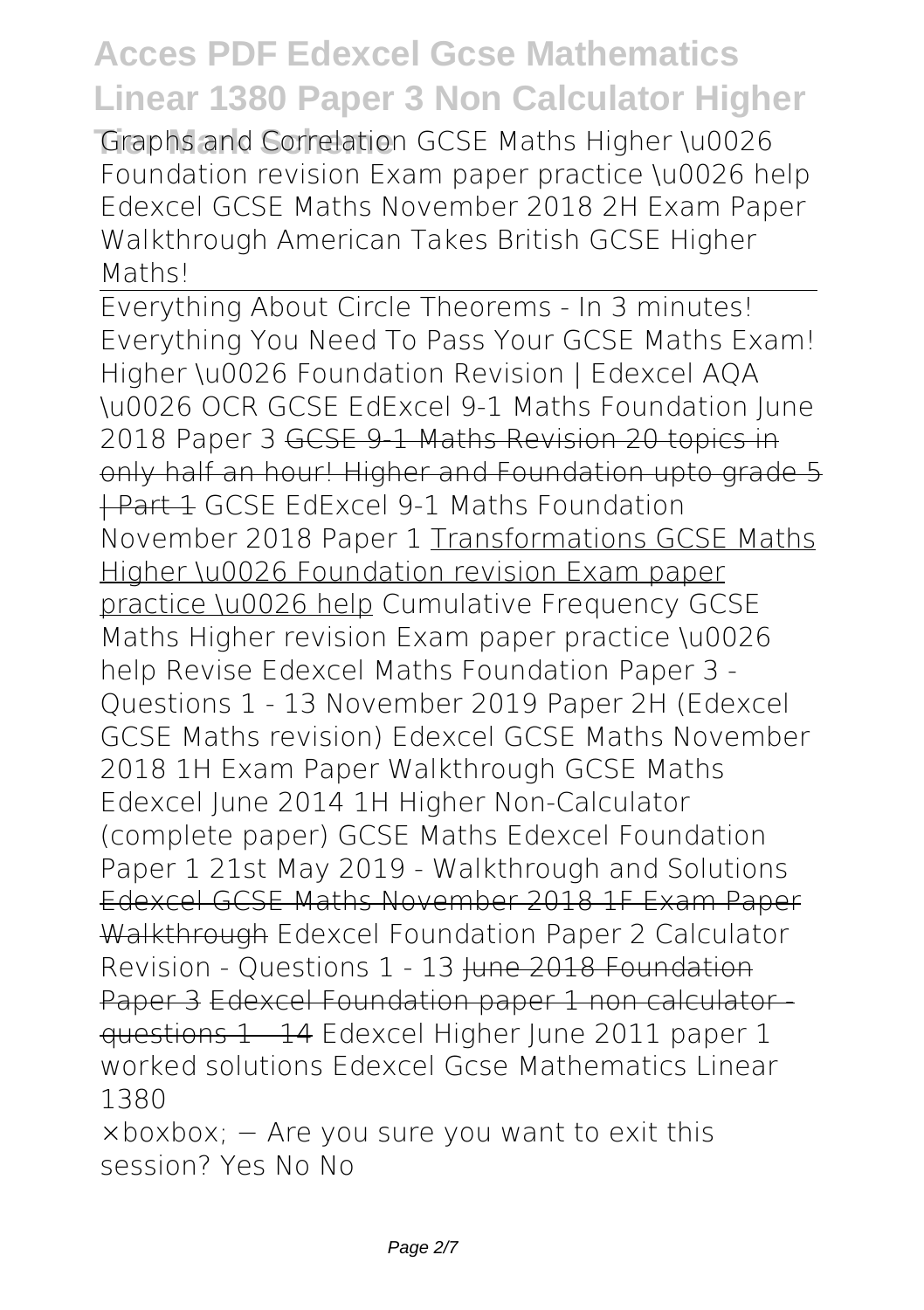Graphs and Correlation GCSE Maths Higher \u0026 Foundation revision Exam paper practice \u0026 help Edexcel GCSE Maths November 2018 2H Exam Paper Walkthrough American Takes British GCSE Higher Maths!

Everything About Circle Theorems - In 3 minutes! Everything You Need To Pass Your GCSE Maths Exam! Higher \u0026 Foundation Revision | Edexcel AQA \u0026 OCR GCSE EdExcel 9-1 Maths Foundation June 2018 Paper 3 ~~GCSE 9-1 Maths Revision 20 topics in only half an hour! Higher and Foundation upto grade 5 | Part 1~~ GCSE EdExcel 9-1 Maths Foundation November 2018 Paper 1 Transformations GCSE Maths Higher \u0026 Foundation revision Exam paper practice \u0026 help Cumulative Frequency GCSE Maths Higher revision Exam paper practice \u0026 help Revise Edexcel Maths Foundation Paper 3 - Questions 1 - 13 November 2019 Paper 2H (Edexcel GCSE Maths revision) Edexcel GCSE Maths November 2018 1H Exam Paper Walkthrough GCSE Maths Edexcel June 2014 1H Higher Non-Calculator (complete paper) GCSE Maths Edexcel Foundation Paper 1 21st May 2019 - Walkthrough and Solutions ~~Edexcel GCSE Maths November 2018 1F Exam Paper Walkthrough~~ Edexcel Foundation Paper 2 Calculator Revision - Questions 1 - 13 ~~June 2018 Foundation Paper 3~~ ~~Edexcel Foundation paper 1 non calculator - questions 1 - 14~~ Edexcel Higher June 2011 paper 1 worked solutions Edexcel Gcse Mathematics Linear 1380

×boxbox; − Are you sure you want to exit this session? Yes No No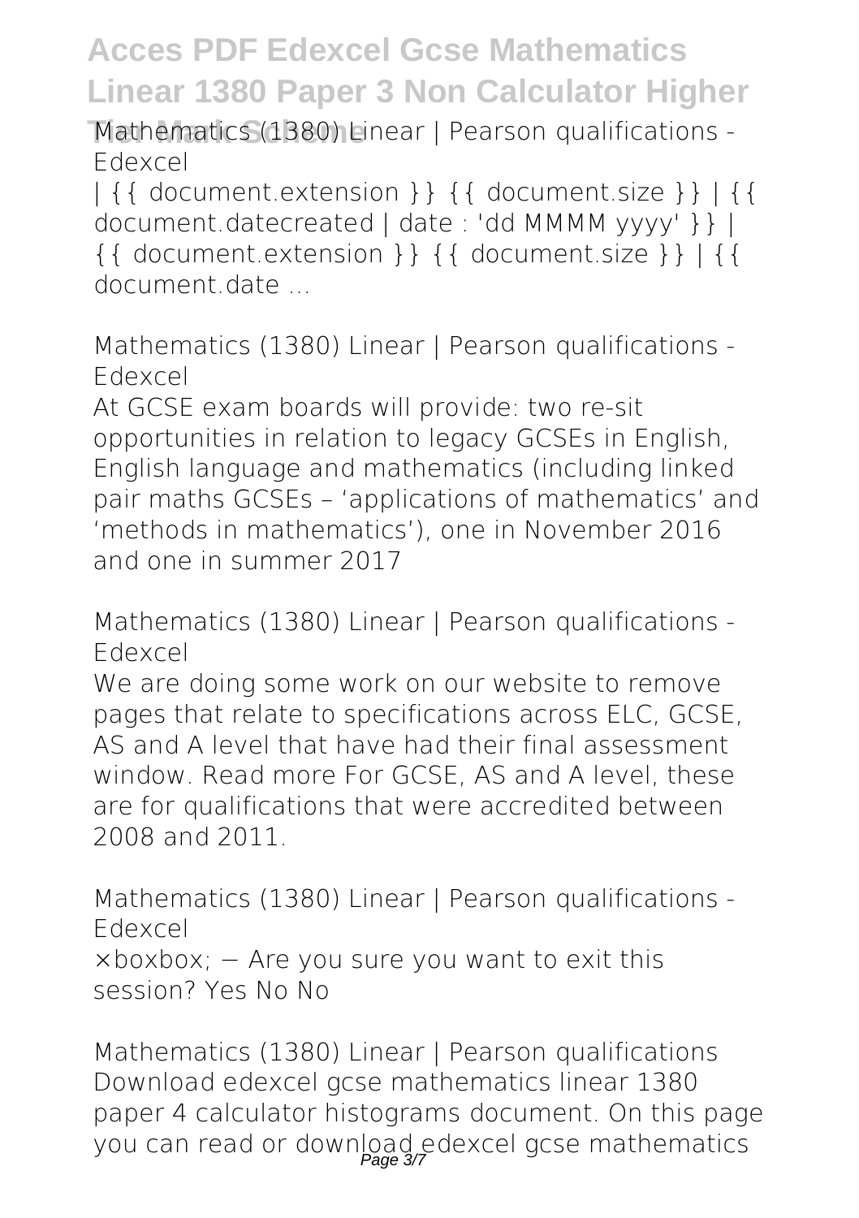Mathematics (1380) Linear | Pearson qualifications - Edexcel

| {{ document.extension }} {{ document.size }} | {{ document.datecreated | date : 'dd MMMM yyyy' }} | {{ document.extension }} {{ document.size }} | {{ document.date ...

Mathematics (1380) Linear | Pearson qualifications - Edexcel

At GCSE exam boards will provide: two re-sit opportunities in relation to legacy GCSEs in English, English language and mathematics (including linked pair maths GCSEs – 'applications of mathematics' and 'methods in mathematics'), one in November 2016 and one in summer 2017

Mathematics (1380) Linear | Pearson qualifications - Edexcel

We are doing some work on our website to remove pages that relate to specifications across ELC, GCSE, AS and A level that have had their final assessment window. Read more For GCSE, AS and A level, these are for qualifications that were accredited between 2008 and 2011.

Mathematics (1380) Linear | Pearson qualifications - Edexcel

×boxbox; − Are you sure you want to exit this session? Yes No No

Mathematics (1380) Linear | Pearson qualifications

Download edexcel gcse mathematics linear 1380 paper 4 calculator histograms document. On this page you can read or download edexcel gcse mathematics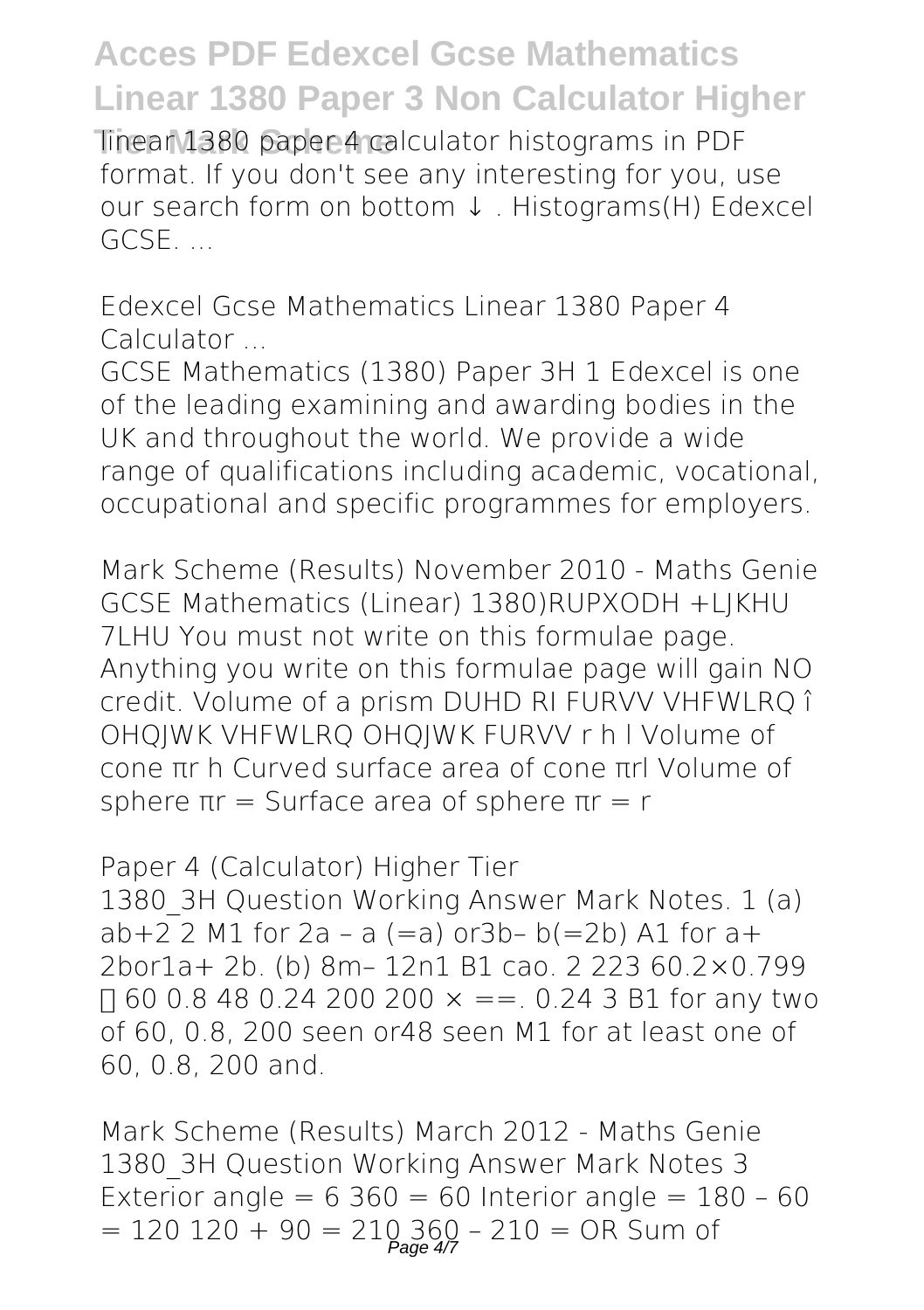linear 1380 paper 4 calculator histograms in PDF format. If you don't see any interesting for you, use our search form on bottom ↓ . Histograms(H) Edexcel GCSE. ...

Edexcel Gcse Mathematics Linear 1380 Paper 4 Calculator ...

GCSE Mathematics (1380) Paper 3H 1 Edexcel is one of the leading examining and awarding bodies in the UK and throughout the world. We provide a wide range of qualifications including academic, vocational, occupational and specific programmes for employers.

Mark Scheme (Results) November 2010 - Maths Genie

GCSE Mathematics (Linear) 1380)RUPXODH +LJKHU 7LHU You must not write on this formulae page. Anything you write on this formulae page will gain NO credit. Volume of a prism DUHD RI FURVV VHFWLRQ î OHQJWK VHFWLRQ OHQJWK FURVV r h l Volume of cone πr h Curved surface area of cone πrl Volume of sphere πr = Surface area of sphere πr = r

Paper 4 (Calculator) Higher Tier

1380_3H Question Working Answer Mark Notes. 1 (a) ab+2 2 M1 for 2a – a (=a) or3b– b(=2b) A1 for a+ 2bor1a+ 2b. (b) 8m– 12n1 B1 cao. 2 223 60.2×0.799 ≈ 60 0.8 48 0.24 200 200 × ==. 0.24 3 B1 for any two of 60, 0.8, 200 seen or48 seen M1 for at least one of 60, 0.8, 200 and.

Mark Scheme (Results) March 2012 - Maths Genie

1380_3H Question Working Answer Mark Notes 3 Exterior angle = 6 360 = 60 Interior angle = 180 – 60 = 120 120 + 90 = 210 360 – 210 = OR Sum of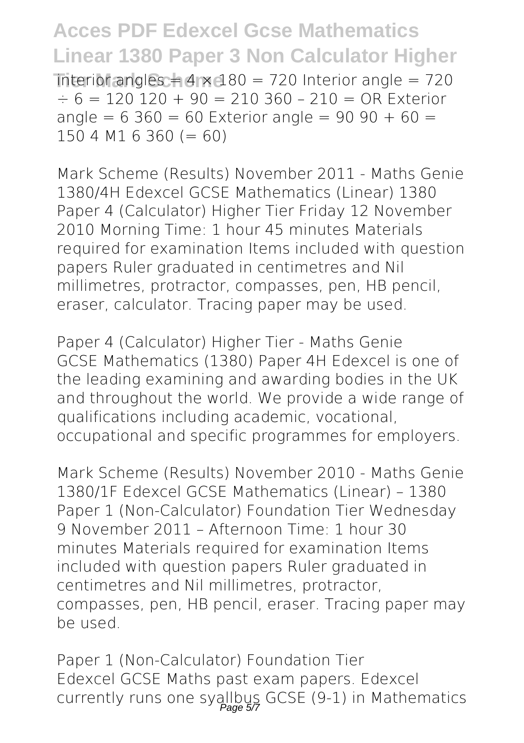Interior angles = 4 × 180 = 720 Interior angle = 720 ÷ 6 = 120 120 + 90 = 210 360 – 210 = OR Exterior angle = 6 360 = 60 Exterior angle = 90 90 + 60 = 150 4 M1 6 360 (= 60)

**Mark Scheme (Results) November 2011 - Maths Genie**
1380/4H Edexcel GCSE Mathematics (Linear) 1380 Paper 4 (Calculator) Higher Tier Friday 12 November 2010 Morning Time: 1 hour 45 minutes Materials required for examination Items included with question papers Ruler graduated in centimetres and Nil millimetres, protractor, compasses, pen, HB pencil, eraser, calculator. Tracing paper may be used.

**Paper 4 (Calculator) Higher Tier - Maths Genie**
GCSE Mathematics (1380) Paper 4H Edexcel is one of the leading examining and awarding bodies in the UK and throughout the world. We provide a wide range of qualifications including academic, vocational, occupational and specific programmes for employers.

**Mark Scheme (Results) November 2010 - Maths Genie**
1380/1F Edexcel GCSE Mathematics (Linear) – 1380 Paper 1 (Non-Calculator) Foundation Tier Wednesday 9 November 2011 – Afternoon Time: 1 hour 30 minutes Materials required for examination Items included with question papers Ruler graduated in centimetres and Nil millimetres, protractor, compasses, pen, HB pencil, eraser. Tracing paper may be used.

**Paper 1 (Non-Calculator) Foundation Tier**
Edexcel GCSE Maths past exam papers. Edexcel currently runs one syallbus GCSE (9-1) in Mathematics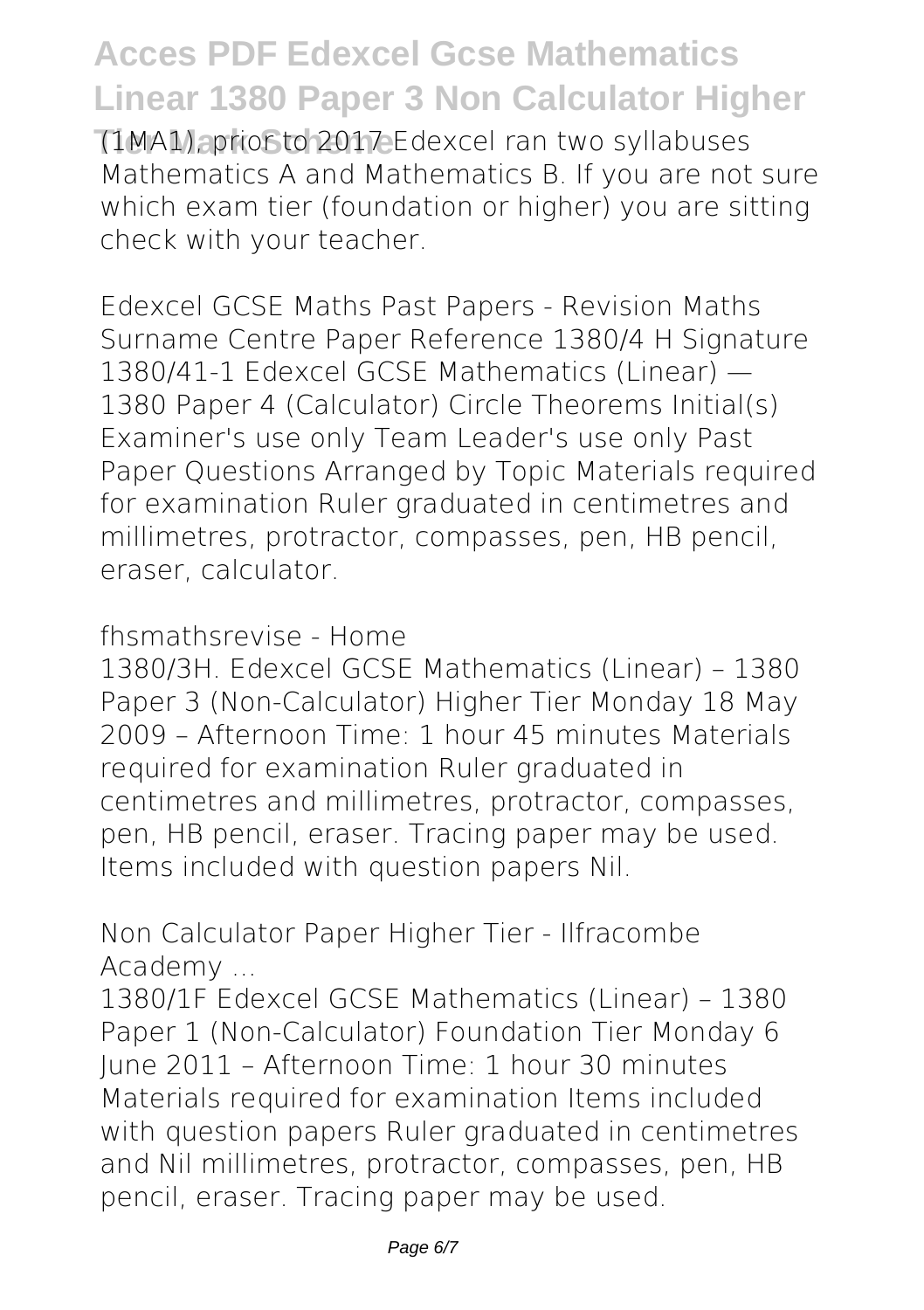(1MA1), prior to 2017 Edexcel ran two syllabuses Mathematics A and Mathematics B. If you are not sure which exam tier (foundation or higher) you are sitting check with your teacher.

**Edexcel GCSE Maths Past Papers - Revision Maths**

Surname Centre Paper Reference 1380/4 H Signature 1380/41-1 Edexcel GCSE Mathematics (Linear) — 1380 Paper 4 (Calculator) Circle Theorems Initial(s) Examiner's use only Team Leader's use only Past Paper Questions Arranged by Topic Materials required for examination Ruler graduated in centimetres and millimetres, protractor, compasses, pen, HB pencil, eraser, calculator.

**fhsmathsrevise - Home**

1380/3H. Edexcel GCSE Mathematics (Linear) – 1380 Paper 3 (Non-Calculator) Higher Tier Monday 18 May 2009 – Afternoon Time: 1 hour 45 minutes Materials required for examination Ruler graduated in centimetres and millimetres, protractor, compasses, pen, HB pencil, eraser. Tracing paper may be used. Items included with question papers Nil.

**Non Calculator Paper Higher Tier - Ilfracombe Academy ...**

1380/1F Edexcel GCSE Mathematics (Linear) – 1380 Paper 1 (Non-Calculator) Foundation Tier Monday 6 June 2011 – Afternoon Time: 1 hour 30 minutes Materials required for examination Items included with question papers Ruler graduated in centimetres and Nil millimetres, protractor, compasses, pen, HB pencil, eraser. Tracing paper may be used.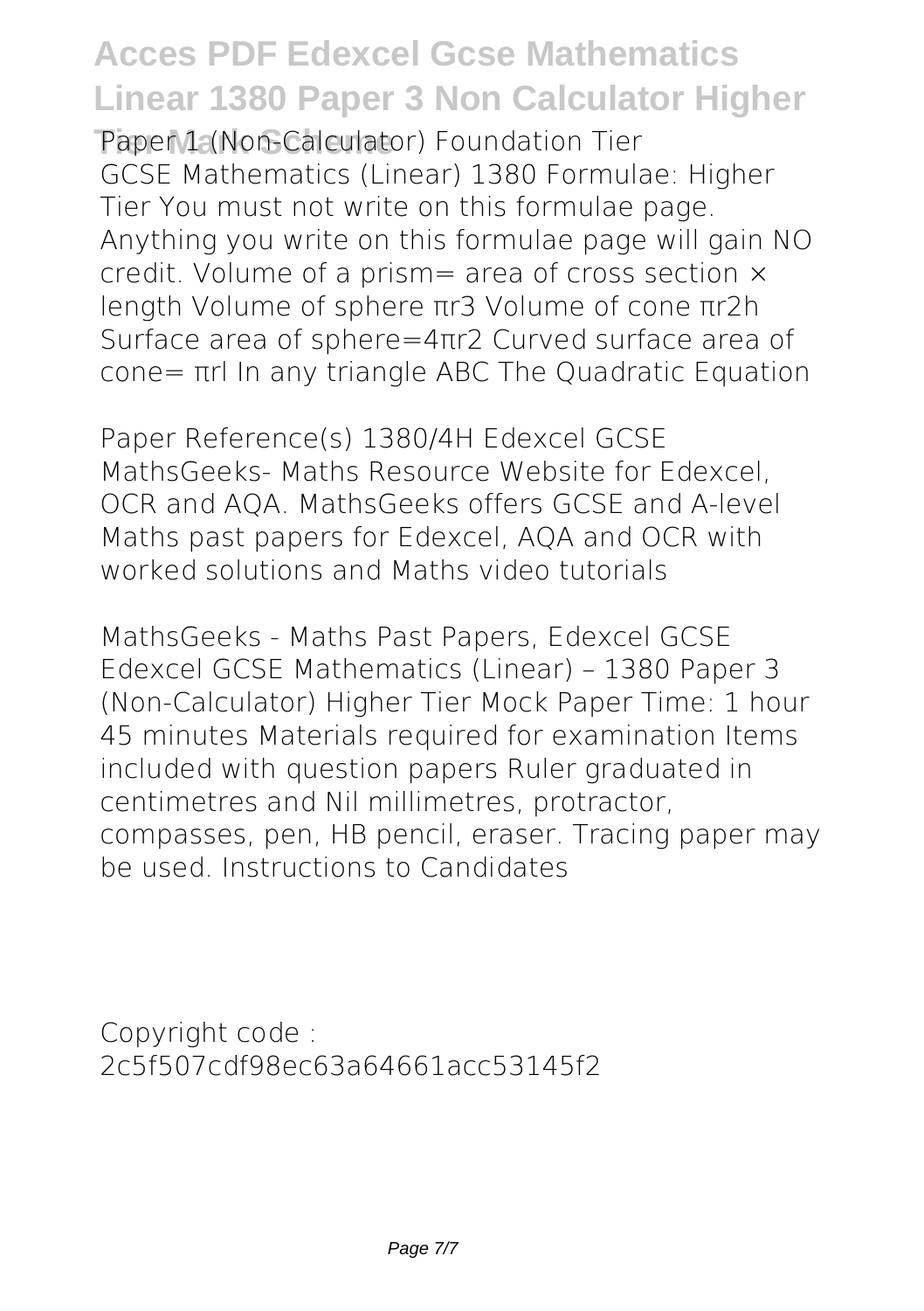Paper 1 (Non-Calculator) Foundation Tier
GCSE Mathematics (Linear) 1380 Formulae: Higher Tier You must not write on this formulae page. Anything you write on this formulae page will gain NO credit. Volume of a prism= area of cross section × length Volume of sphere πr3 Volume of cone πr2h Surface area of sphere=4πr2 Curved surface area of cone= πrl In any triangle ABC The Quadratic Equation

Paper Reference(s) 1380/4H Edexcel GCSE
MathsGeeks- Maths Resource Website for Edexcel, OCR and AQA. MathsGeeks offers GCSE and A-level Maths past papers for Edexcel, AQA and OCR with worked solutions and Maths video tutorials

MathsGeeks - Maths Past Papers, Edexcel GCSE
Edexcel GCSE Mathematics (Linear) – 1380 Paper 3 (Non-Calculator) Higher Tier Mock Paper Time: 1 hour 45 minutes Materials required for examination Items included with question papers Ruler graduated in centimetres and Nil millimetres, protractor, compasses, pen, HB pencil, eraser. Tracing paper may be used. Instructions to Candidates

Copyright code : 2c5f507cdf98ec63a64661acc53145f2